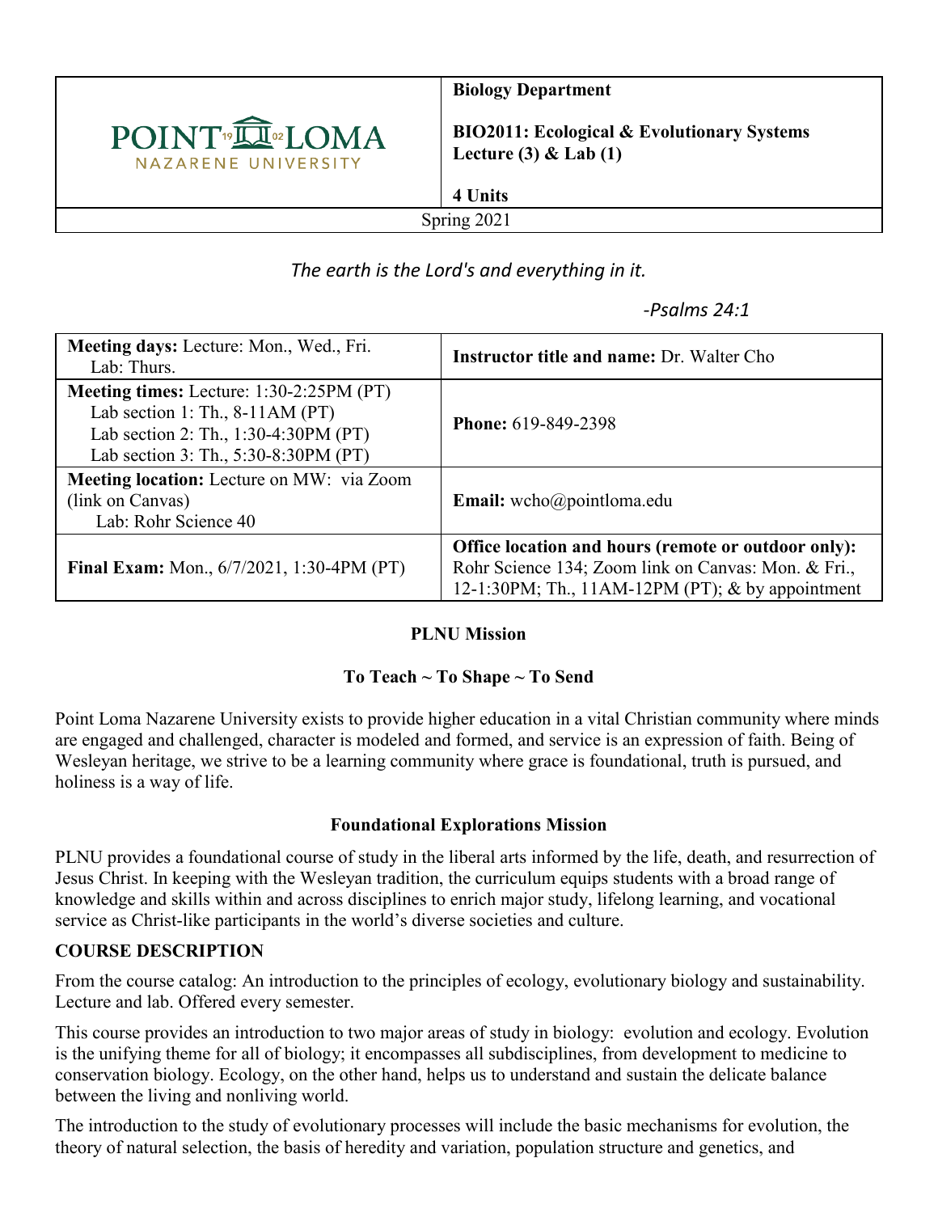| | |
|---|---|
| POINT LOMA NAZARENE UNIVERSITY | **Biology Department**<br><br>**BIO2011: Ecological & Evolutionary Systems Lecture (3) & Lab (1)**<br><br>**4 Units** |
| Spring 2021 | |

*The earth is the Lord's and everything in it.*

*-Psalms 24:1*

| | |
|---|---|
| **Meeting days:** Lecture: Mon., Wed., Fri.<br>Lab: Thurs. | **Instructor title and name:** Dr. Walter Cho |
| **Meeting times:** Lecture: 1:30-2:25PM (PT)<br>Lab section 1: Th., 8-11AM (PT)<br>Lab section 2: Th., 1:30-4:30PM (PT)<br>Lab section 3: Th., 5:30-8:30PM (PT) | **Phone:** 619-849-2398 |
| **Meeting location:** Lecture on MW: via Zoom (link on Canvas)<br>Lab: Rohr Science 40 | **Email:** wcho@pointloma.edu |
| **Final Exam:** Mon., 6/7/2021, 1:30-4PM (PT) | **Office location and hours (remote or outdoor only):** Rohr Science 134; Zoom link on Canvas: Mon. & Fri., 12-1:30PM; Th., 11AM-12PM (PT); & by appointment |

**PLNU Mission**

**To Teach ~ To Shape ~ To Send**

Point Loma Nazarene University exists to provide higher education in a vital Christian community where minds are engaged and challenged, character is modeled and formed, and service is an expression of faith. Being of Wesleyan heritage, we strive to be a learning community where grace is foundational, truth is pursued, and holiness is a way of life.

**Foundational Explorations Mission**

PLNU provides a foundational course of study in the liberal arts informed by the life, death, and resurrection of Jesus Christ. In keeping with the Wesleyan tradition, the curriculum equips students with a broad range of knowledge and skills within and across disciplines to enrich major study, lifelong learning, and vocational service as Christ-like participants in the world's diverse societies and culture.

## COURSE DESCRIPTION

From the course catalog: An introduction to the principles of ecology, evolutionary biology and sustainability. Lecture and lab. Offered every semester.

This course provides an introduction to two major areas of study in biology: evolution and ecology. Evolution is the unifying theme for all of biology; it encompasses all subdisciplines, from development to medicine to conservation biology. Ecology, on the other hand, helps us to understand and sustain the delicate balance between the living and nonliving world.

The introduction to the study of evolutionary processes will include the basic mechanisms for evolution, the theory of natural selection, the basis of heredity and variation, population structure and genetics, and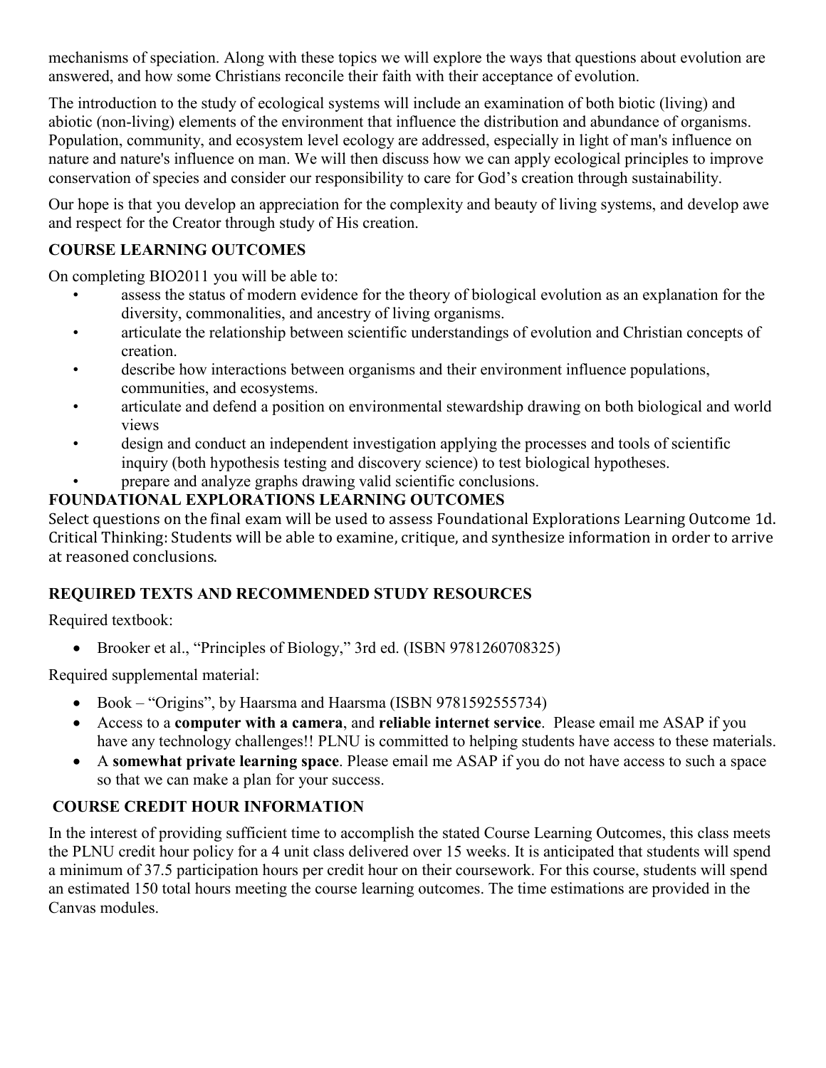mechanisms of speciation. Along with these topics we will explore the ways that questions about evolution are answered, and how some Christians reconcile their faith with their acceptance of evolution.

The introduction to the study of ecological systems will include an examination of both biotic (living) and abiotic (non-living) elements of the environment that influence the distribution and abundance of organisms. Population, community, and ecosystem level ecology are addressed, especially in light of man's influence on nature and nature's influence on man. We will then discuss how we can apply ecological principles to improve conservation of species and consider our responsibility to care for God's creation through sustainability.

Our hope is that you develop an appreciation for the complexity and beauty of living systems, and develop awe and respect for the Creator through study of His creation.

## COURSE LEARNING OUTCOMES

On completing BIO2011 you will be able to:

- assess the status of modern evidence for the theory of biological evolution as an explanation for the diversity, commonalities, and ancestry of living organisms.
- articulate the relationship between scientific understandings of evolution and Christian concepts of creation.
- describe how interactions between organisms and their environment influence populations, communities, and ecosystems.
- articulate and defend a position on environmental stewardship drawing on both biological and world views
- design and conduct an independent investigation applying the processes and tools of scientific inquiry (both hypothesis testing and discovery science) to test biological hypotheses.
- prepare and analyze graphs drawing valid scientific conclusions.

## FOUNDATIONAL EXPLORATIONS LEARNING OUTCOMES

Select questions on the final exam will be used to assess Foundational Explorations Learning Outcome 1d. Critical Thinking: Students will be able to examine, critique, and synthesize information in order to arrive at reasoned conclusions.

## REQUIRED TEXTS AND RECOMMENDED STUDY RESOURCES

Required textbook:

- Brooker et al., "Principles of Biology," 3rd ed. (ISBN 9781260708325)

Required supplemental material:

- Book – "Origins", by Haarsma and Haarsma (ISBN 9781592555734)
- Access to a **computer with a camera**, and **reliable internet service**. Please email me ASAP if you have any technology challenges!! PLNU is committed to helping students have access to these materials.
- A **somewhat private learning space**. Please email me ASAP if you do not have access to such a space so that we can make a plan for your success.

## COURSE CREDIT HOUR INFORMATION

In the interest of providing sufficient time to accomplish the stated Course Learning Outcomes, this class meets the PLNU credit hour policy for a 4 unit class delivered over 15 weeks. It is anticipated that students will spend a minimum of 37.5 participation hours per credit hour on their coursework. For this course, students will spend an estimated 150 total hours meeting the course learning outcomes. The time estimations are provided in the Canvas modules.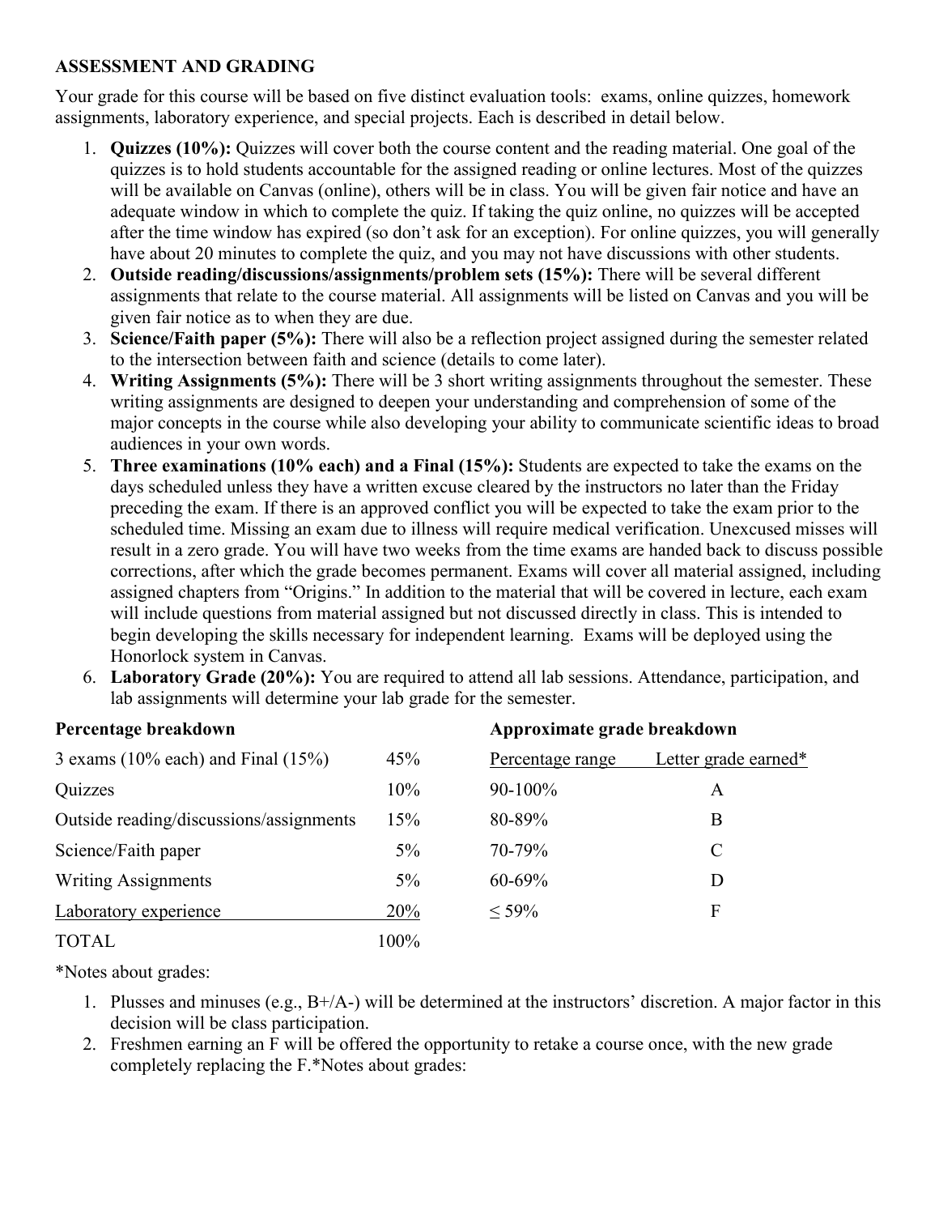**ASSESSMENT AND GRADING**

Your grade for this course will be based on five distinct evaluation tools: exams, online quizzes, homework assignments, laboratory experience, and special projects. Each is described in detail below.

1. **Quizzes (10%):** Quizzes will cover both the course content and the reading material. One goal of the quizzes is to hold students accountable for the assigned reading or online lectures. Most of the quizzes will be available on Canvas (online), others will be in class. You will be given fair notice and have an adequate window in which to complete the quiz. If taking the quiz online, no quizzes will be accepted after the time window has expired (so don't ask for an exception). For online quizzes, you will generally have about 20 minutes to complete the quiz, and you may not have discussions with other students.
2. **Outside reading/discussions/assignments/problem sets (15%):** There will be several different assignments that relate to the course material. All assignments will be listed on Canvas and you will be given fair notice as to when they are due.
3. **Science/Faith paper (5%):** There will also be a reflection project assigned during the semester related to the intersection between faith and science (details to come later).
4. **Writing Assignments (5%):** There will be 3 short writing assignments throughout the semester. These writing assignments are designed to deepen your understanding and comprehension of some of the major concepts in the course while also developing your ability to communicate scientific ideas to broad audiences in your own words.
5. **Three examinations (10% each) and a Final (15%):** Students are expected to take the exams on the days scheduled unless they have a written excuse cleared by the instructors no later than the Friday preceding the exam. If there is an approved conflict you will be expected to take the exam prior to the scheduled time. Missing an exam due to illness will require medical verification. Unexcused misses will result in a zero grade. You will have two weeks from the time exams are handed back to discuss possible corrections, after which the grade becomes permanent. Exams will cover all material assigned, including assigned chapters from "Origins." In addition to the material that will be covered in lecture, each exam will include questions from material assigned but not discussed directly in class. This is intended to begin developing the skills necessary for independent learning. Exams will be deployed using the Honorlock system in Canvas.
6. **Laboratory Grade (20%):** You are required to attend all lab sessions. Attendance, participation, and lab assignments will determine your lab grade for the semester.

**Percentage breakdown**

| | |
|---|---|
| 3 exams (10% each) and Final (15%) | 45% |
| Quizzes | 10% |
| Outside reading/discussions/assignments | 15% |
| Science/Faith paper | 5% |
| Writing Assignments | 5% |
| Laboratory experience | 20% |
| TOTAL | 100% |

**Approximate grade breakdown**

| Percentage range | Letter grade earned* |
|---|---|
| 90-100% | A |
| 80-89% | B |
| 70-79% | C |
| 60-69% | D |
| ≤ 59% | F |

*Notes about grades:

1. Plusses and minuses (e.g., B+/A-) will be determined at the instructors' discretion. A major factor in this decision will be class participation.
2. Freshmen earning an F will be offered the opportunity to retake a course once, with the new grade completely replacing the F.*Notes about grades: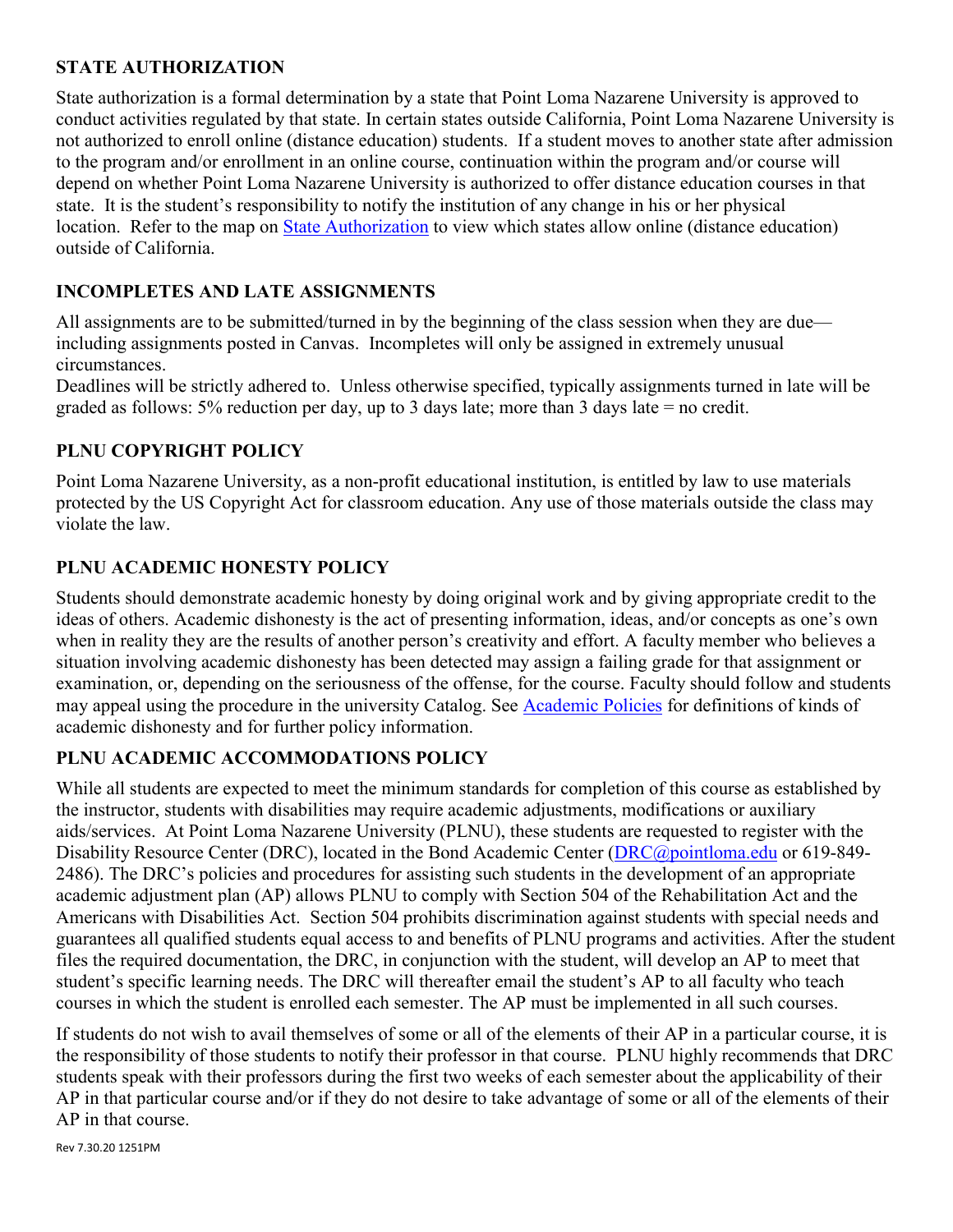## STATE AUTHORIZATION

State authorization is a formal determination by a state that Point Loma Nazarene University is approved to conduct activities regulated by that state. In certain states outside California, Point Loma Nazarene University is not authorized to enroll online (distance education) students. If a student moves to another state after admission to the program and/or enrollment in an online course, continuation within the program and/or course will depend on whether Point Loma Nazarene University is authorized to offer distance education courses in that state. It is the student's responsibility to notify the institution of any change in his or her physical location. Refer to the map on [State Authorization] to view which states allow online (distance education) outside of California.

## INCOMPLETES AND LATE ASSIGNMENTS

All assignments are to be submitted/turned in by the beginning of the class session when they are due—including assignments posted in Canvas. Incompletes will only be assigned in extremely unusual circumstances.

Deadlines will be strictly adhered to. Unless otherwise specified, typically assignments turned in late will be graded as follows: 5% reduction per day, up to 3 days late; more than 3 days late = no credit.

## PLNU COPYRIGHT POLICY

Point Loma Nazarene University, as a non-profit educational institution, is entitled by law to use materials protected by the US Copyright Act for classroom education. Any use of those materials outside the class may violate the law.

## PLNU ACADEMIC HONESTY POLICY

Students should demonstrate academic honesty by doing original work and by giving appropriate credit to the ideas of others. Academic dishonesty is the act of presenting information, ideas, and/or concepts as one's own when in reality they are the results of another person's creativity and effort. A faculty member who believes a situation involving academic dishonesty has been detected may assign a failing grade for that assignment or examination, or, depending on the seriousness of the offense, for the course. Faculty should follow and students may appeal using the procedure in the university Catalog. See [Academic Policies] for definitions of kinds of academic dishonesty and for further policy information.

## PLNU ACADEMIC ACCOMMODATIONS POLICY

While all students are expected to meet the minimum standards for completion of this course as established by the instructor, students with disabilities may require academic adjustments, modifications or auxiliary aids/services. At Point Loma Nazarene University (PLNU), these students are requested to register with the Disability Resource Center (DRC), located in the Bond Academic Center (DRC@pointloma.edu or 619-849-2486). The DRC's policies and procedures for assisting such students in the development of an appropriate academic adjustment plan (AP) allows PLNU to comply with Section 504 of the Rehabilitation Act and the Americans with Disabilities Act. Section 504 prohibits discrimination against students with special needs and guarantees all qualified students equal access to and benefits of PLNU programs and activities. After the student files the required documentation, the DRC, in conjunction with the student, will develop an AP to meet that student's specific learning needs. The DRC will thereafter email the student's AP to all faculty who teach courses in which the student is enrolled each semester. The AP must be implemented in all such courses.

If students do not wish to avail themselves of some or all of the elements of their AP in a particular course, it is the responsibility of those students to notify their professor in that course. PLNU highly recommends that DRC students speak with their professors during the first two weeks of each semester about the applicability of their AP in that particular course and/or if they do not desire to take advantage of some or all of the elements of their AP in that course.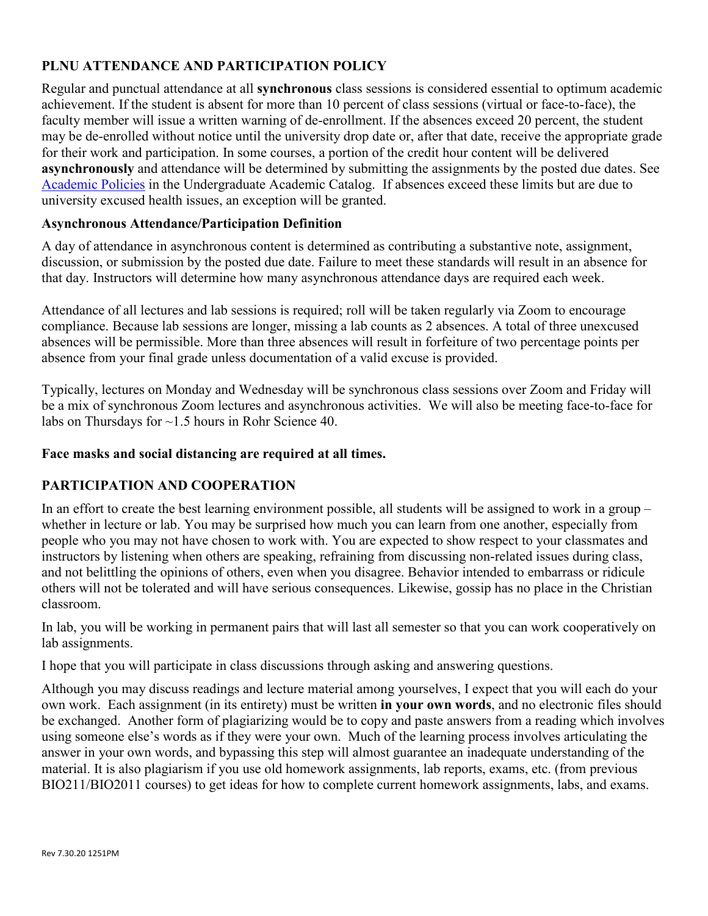## PLNU ATTENDANCE AND PARTICIPATION POLICY

Regular and punctual attendance at all **synchronous** class sessions is considered essential to optimum academic achievement. If the student is absent for more than 10 percent of class sessions (virtual or face-to-face), the faculty member will issue a written warning of de-enrollment. If the absences exceed 20 percent, the student may be de-enrolled without notice until the university drop date or, after that date, receive the appropriate grade for their work and participation. In some courses, a portion of the credit hour content will be delivered **asynchronously** and attendance will be determined by submitting the assignments by the posted due dates. See Academic Policies in the Undergraduate Academic Catalog. If absences exceed these limits but are due to university excused health issues, an exception will be granted.

### Asynchronous Attendance/Participation Definition

A day of attendance in asynchronous content is determined as contributing a substantive note, assignment, discussion, or submission by the posted due date. Failure to meet these standards will result in an absence for that day. Instructors will determine how many asynchronous attendance days are required each week.

Attendance of all lectures and lab sessions is required; roll will be taken regularly via Zoom to encourage compliance. Because lab sessions are longer, missing a lab counts as 2 absences. A total of three unexcused absences will be permissible. More than three absences will result in forfeiture of two percentage points per absence from your final grade unless documentation of a valid excuse is provided.

Typically, lectures on Monday and Wednesday will be synchronous class sessions over Zoom and Friday will be a mix of synchronous Zoom lectures and asynchronous activities. We will also be meeting face-to-face for labs on Thursdays for ~1.5 hours in Rohr Science 40.

**Face masks and social distancing are required at all times.**

## PARTICIPATION AND COOPERATION

In an effort to create the best learning environment possible, all students will be assigned to work in a group – whether in lecture or lab. You may be surprised how much you can learn from one another, especially from people who you may not have chosen to work with. You are expected to show respect to your classmates and instructors by listening when others are speaking, refraining from discussing non-related issues during class, and not belittling the opinions of others, even when you disagree. Behavior intended to embarrass or ridicule others will not be tolerated and will have serious consequences. Likewise, gossip has no place in the Christian classroom.

In lab, you will be working in permanent pairs that will last all semester so that you can work cooperatively on lab assignments.

I hope that you will participate in class discussions through asking and answering questions.

Although you may discuss readings and lecture material among yourselves, I expect that you will each do your own work. Each assignment (in its entirety) must be written **in your own words**, and no electronic files should be exchanged. Another form of plagiarizing would be to copy and paste answers from a reading which involves using someone else's words as if they were your own. Much of the learning process involves articulating the answer in your own words, and bypassing this step will almost guarantee an inadequate understanding of the material. It is also plagiarism if you use old homework assignments, lab reports, exams, etc. (from previous BIO211/BIO2011 courses) to get ideas for how to complete current homework assignments, labs, and exams.

Rev 7.30.20 1251PM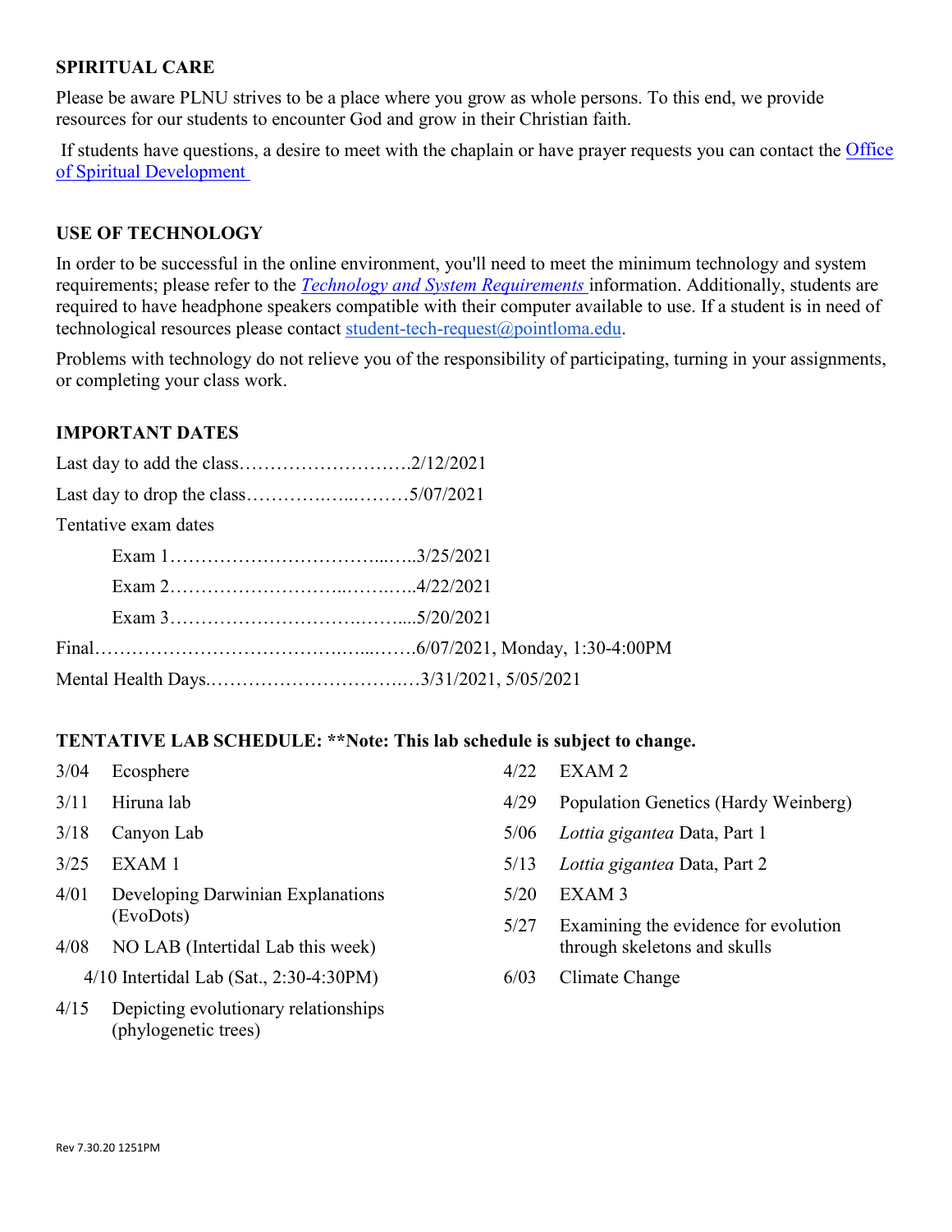## SPIRITUAL CARE

Please be aware PLNU strives to be a place where you grow as whole persons. To this end, we provide resources for our students to encounter God and grow in their Christian faith.

If students have questions, a desire to meet with the chaplain or have prayer requests you can contact the Office of Spiritual Development

## USE OF TECHNOLOGY

In order to be successful in the online environment, you'll need to meet the minimum technology and system requirements; please refer to the *Technology and System Requirements* information. Additionally, students are required to have headphone speakers compatible with their computer available to use. If a student is in need of technological resources please contact student-tech-request@pointloma.edu.

Problems with technology do not relieve you of the responsibility of participating, turning in your assignments, or completing your class work.

## IMPORTANT DATES

Last day to add the class……………………….2/12/2021

Last day to drop the class…………….…..………5/07/2021

Tentative exam dates

- Exam 1……………………………...…..3/25/2021
- Exam 2……………………..…….…..4/22/2021
- Exam 3……………………….……....5/20/2021

Final…………………………………….…...…….6/07/2021, Monday, 1:30-4:00PM

Mental Health Days.……………………….…3/31/2021, 5/05/2021

## TENTATIVE LAB SCHEDULE: **Note: This lab schedule is subject to change.

| | |
|---|---|
| 3/04 | Ecosphere |
| 3/11 | Hiruna lab |
| 3/18 | Canyon Lab |
| 3/25 | EXAM 1 |
| 4/01 | Developing Darwinian Explanations (EvoDots) |
| 4/08 | NO LAB (Intertidal Lab this week) |
| 4/10 | Intertidal Lab (Sat., 2:30-4:30PM) |
| 4/15 | Depicting evolutionary relationships (phylogenetic trees) |
| 4/22 | EXAM 2 |
| 4/29 | Population Genetics (Hardy Weinberg) |
| 5/06 | *Lottia gigantea* Data, Part 1 |
| 5/13 | *Lottia gigantea* Data, Part 2 |
| 5/20 | EXAM 3 |
| 5/27 | Examining the evidence for evolution through skeletons and skulls |
| 6/03 | Climate Change |

Rev 7.30.20 1251PM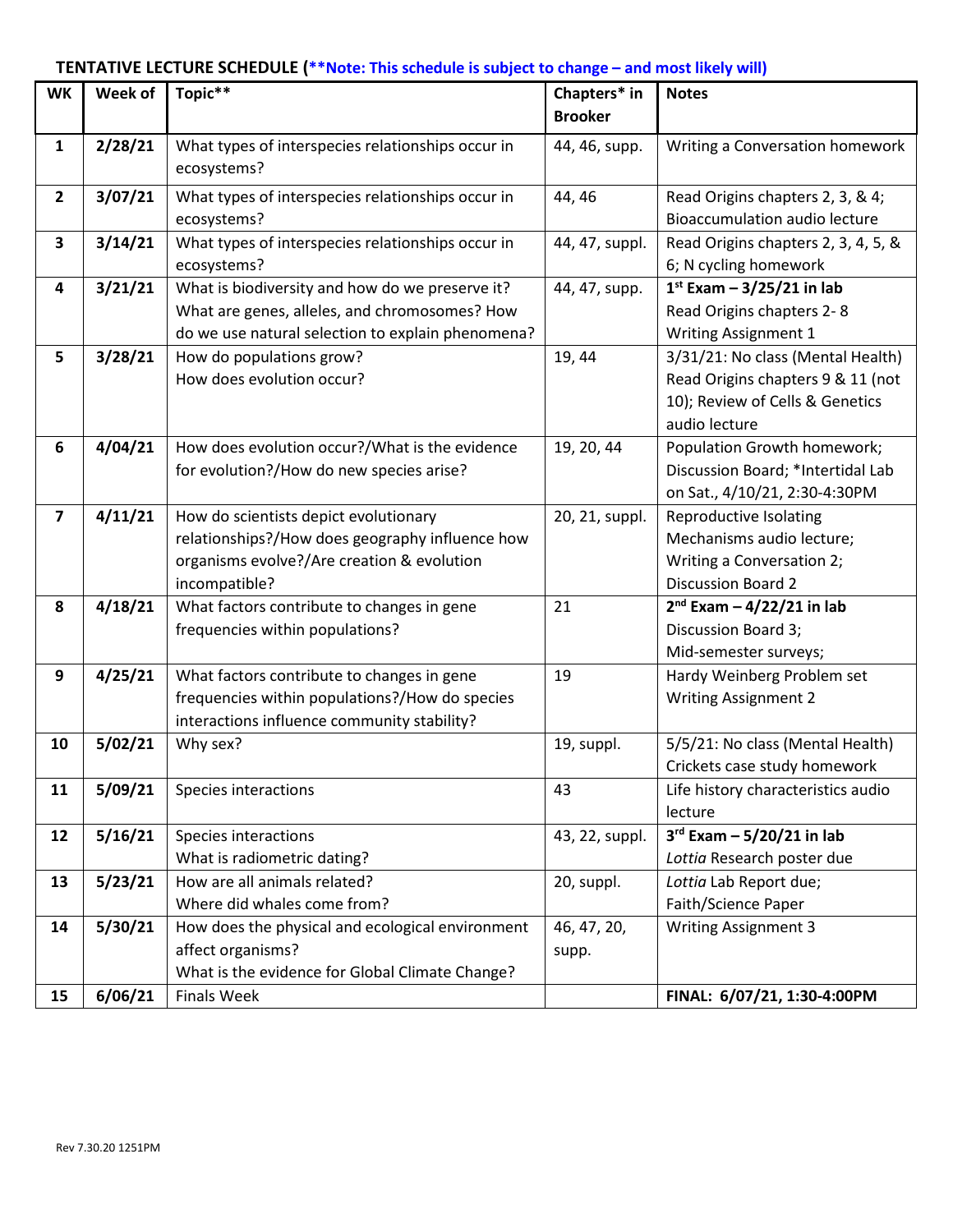## TENTATIVE LECTURE SCHEDULE (**Note: This schedule is subject to change – and most likely will)

| WK | Week of | Topic** | Chapters* in Brooker | Notes |
|---|---|---|---|---|
| 1 | 2/28/21 | What types of interspecies relationships occur in ecosystems? | 44, 46, supp. | Writing a Conversation homework |
| 2 | 3/07/21 | What types of interspecies relationships occur in ecosystems? | 44, 46 | Read Origins chapters 2, 3, & 4; Bioaccumulation audio lecture |
| 3 | 3/14/21 | What types of interspecies relationships occur in ecosystems? | 44, 47, suppl. | Read Origins chapters 2, 3, 4, 5, & 6; N cycling homework |
| 4 | 3/21/21 | What is biodiversity and how do we preserve it? What are genes, alleles, and chromosomes? How do we use natural selection to explain phenomena? | 44, 47, supp. | **1st Exam – 3/25/21 in lab** Read Origins chapters 2- 8 Writing Assignment 1 |
| 5 | 3/28/21 | How do populations grow? How does evolution occur? | 19, 44 | 3/31/21: No class (Mental Health) Read Origins chapters 9 & 11 (not 10); Review of Cells & Genetics audio lecture |
| 6 | 4/04/21 | How does evolution occur?/What is the evidence for evolution?/How do new species arise? | 19, 20, 44 | Population Growth homework; Discussion Board; *Intertidal Lab on Sat., 4/10/21, 2:30-4:30PM |
| 7 | 4/11/21 | How do scientists depict evolutionary relationships?/How does geography influence how organisms evolve?/Are creation & evolution incompatible? | 20, 21, suppl. | Reproductive Isolating Mechanisms audio lecture; Writing a Conversation 2; Discussion Board 2 |
| 8 | 4/18/21 | What factors contribute to changes in gene frequencies within populations? | 21 | **2nd Exam – 4/22/21 in lab** Discussion Board 3; Mid-semester surveys; |
| 9 | 4/25/21 | What factors contribute to changes in gene frequencies within populations?/How do species interactions influence community stability? | 19 | Hardy Weinberg Problem set Writing Assignment 2 |
| 10 | 5/02/21 | Why sex? | 19, suppl. | 5/5/21: No class (Mental Health) Crickets case study homework |
| 11 | 5/09/21 | Species interactions | 43 | Life history characteristics audio lecture |
| 12 | 5/16/21 | Species interactions What is radiometric dating? | 43, 22, suppl. | **3rd Exam – 5/20/21 in lab** *Lottia* Research poster due |
| 13 | 5/23/21 | How are all animals related? Where did whales come from? | 20, suppl. | *Lottia* Lab Report due; Faith/Science Paper |
| 14 | 5/30/21 | How does the physical and ecological environment affect organisms? What is the evidence for Global Climate Change? | 46, 47, 20, supp. | Writing Assignment 3 |
| 15 | 6/06/21 | Finals Week | | **FINAL: 6/07/21, 1:30-4:00PM** |

Rev 7.30.20 1251PM